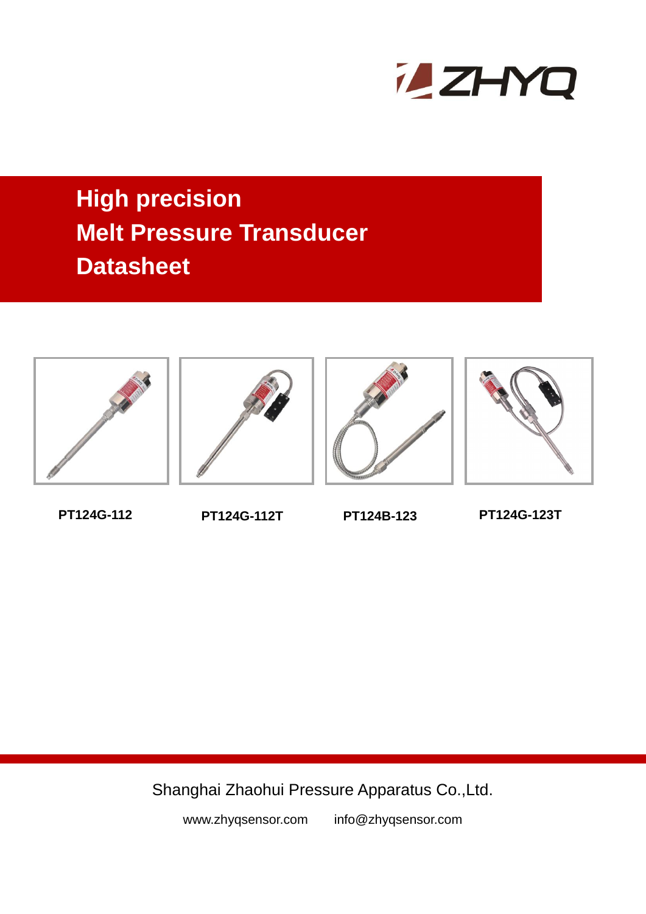ZHYQ

# High precision Melt Pressure Transducer Datasheet

**PT124G-112**

**PT124G-112T**

**PT124B-123**

**PT124G-123T**

Shanghai Zhaohui Pressure Apparatus Co.,Ltd.

www.zhyqsensor.com    info@zhyqsensor.com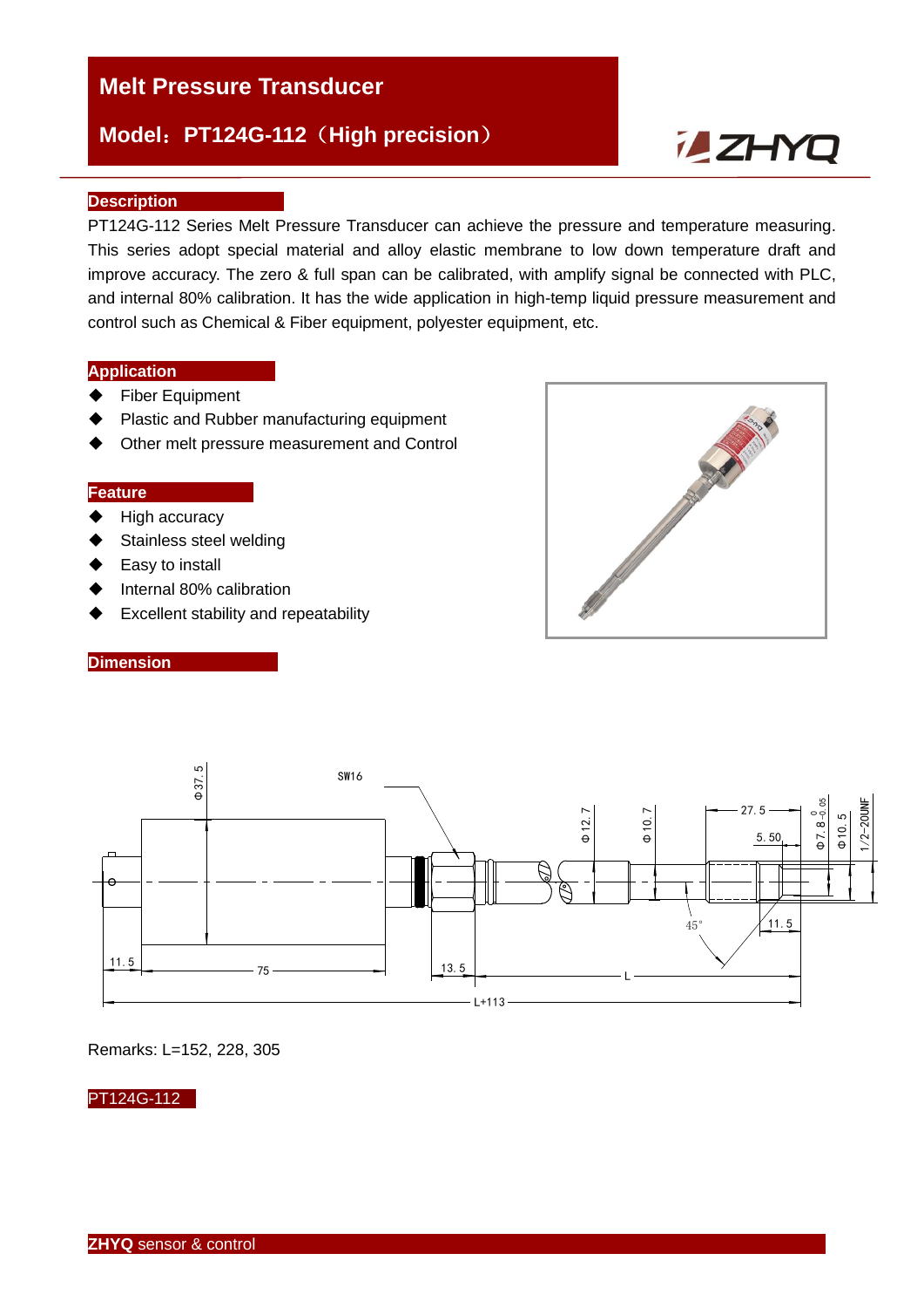# Melt Pressure Transducer

## Model：PT124G-112（High precision）

ZHYQ

## Description

PT124G-112 Series Melt Pressure Transducer can achieve the pressure and temperature measuring. This series adopt special material and alloy elastic membrane to low down temperature draft and improve accuracy. The zero & full span can be calibrated, with amplify signal be connected with PLC, and internal 80% calibration. It has the wide application in high-temp liquid pressure measurement and control such as Chemical & Fiber equipment, polyester equipment, etc.

## Application

- Fiber Equipment
- Plastic and Rubber manufacturing equipment
- Other melt pressure measurement and Control

## Feature

- High accuracy
- Stainless steel welding
- Easy to install
- Internal 80% calibration
- Excellent stability and repeatability

## Dimension

Remarks: L=152, 228, 305

PT124G-112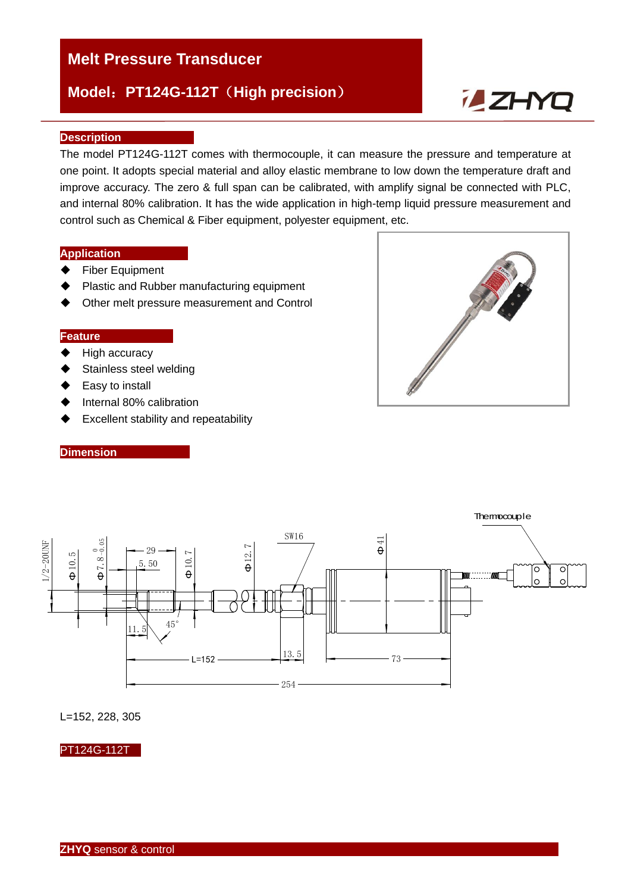# Melt Pressure Transducer

## Model：PT124G-112T（High precision）

### Description

The model PT124G-112T comes with thermocouple, it can measure the pressure and temperature at one point. It adopts special material and alloy elastic membrane to low down the temperature draft and improve accuracy. The zero & full span can be calibrated, with amplify signal be connected with PLC, and internal 80% calibration. It has the wide application in high-temp liquid pressure measurement and control such as Chemical & Fiber equipment, polyester equipment, etc.

### Application

- Fiber Equipment
- Plastic and Rubber manufacturing equipment
- Other melt pressure measurement and Control

### Feature

- High accuracy
- Stainless steel welding
- Easy to install
- Internal 80% calibration
- Excellent stability and repeatability

### Dimension

L=152, 228, 305

PT124G-112T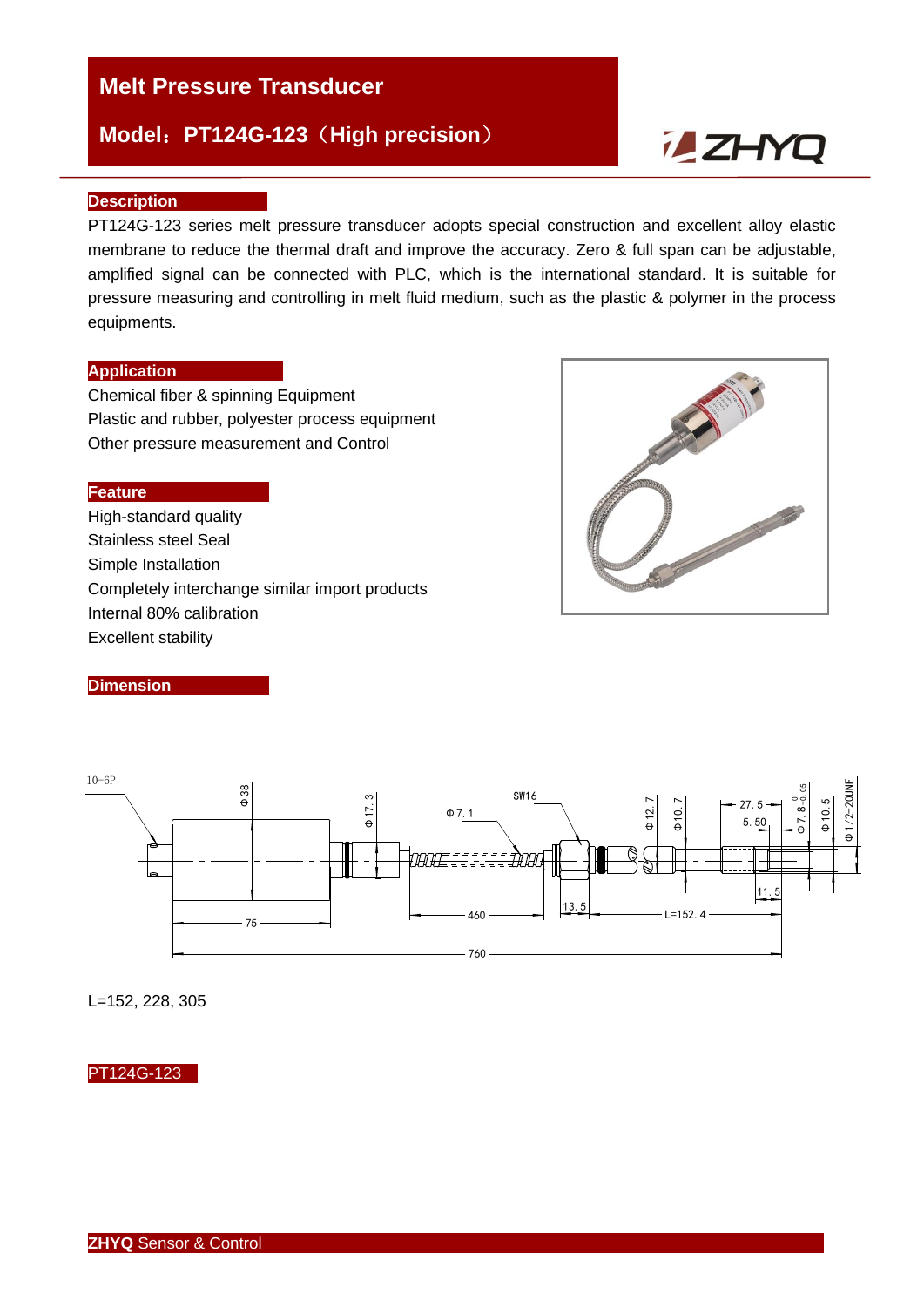# Melt Pressure Transducer

## Model：PT124G-123（High precision）

### Description

PT124G-123 series melt pressure transducer adopts special construction and excellent alloy elastic membrane to reduce the thermal draft and improve the accuracy. Zero & full span can be adjustable, amplified signal can be connected with PLC, which is the international standard. It is suitable for pressure measuring and controlling in melt fluid medium, such as the plastic & polymer in the process equipments.

### Application

Chemical fiber & spinning Equipment
Plastic and rubber, polyester process equipment
Other pressure measurement and Control

### Feature

High-standard quality
Stainless steel Seal
Simple Installation
Completely interchange similar import products
Internal 80% calibration
Excellent stability

### Dimension

10-6P, Φ38, Φ17.3, Φ7.1, SW16, Φ12.7, Φ10.7, 27.5, 5.50, $Φ7.8^{0}_{-0.05}$, Φ10.5, Φ1/2-20UNF, 11.5, 13.5, 75, 460, L=152.4, 760

L=152, 228, 305

PT124G-123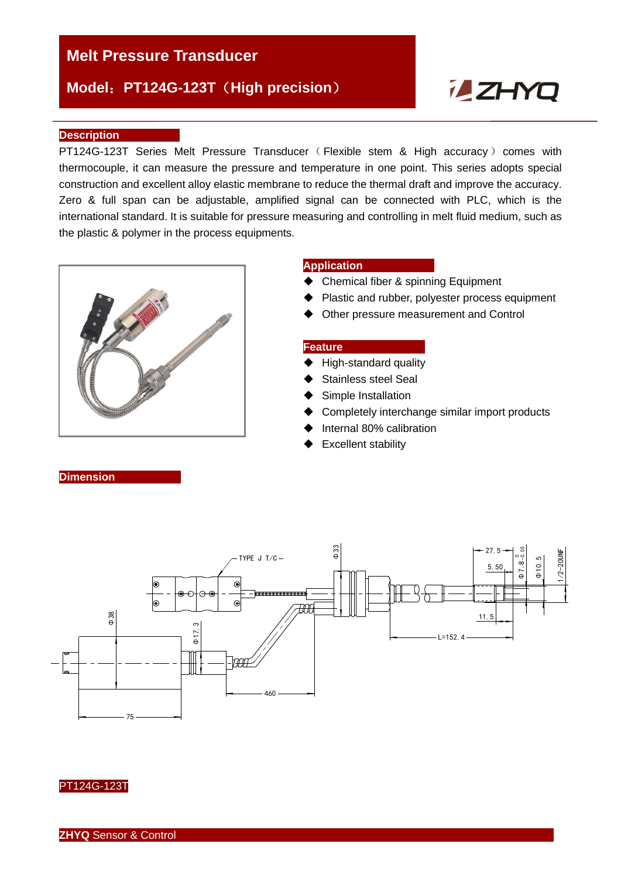# Melt Pressure Transducer

## Model：PT124G-123T（High precision）

### Description

PT124G-123T Series Melt Pressure Transducer（Flexible stem & High accuracy）comes with thermocouple, it can measure the pressure and temperature in one point. This series adopts special construction and excellent alloy elastic membrane to reduce the thermal draft and improve the accuracy. Zero & full span can be adjustable, amplified signal can be connected with PLC, which is the international standard. It is suitable for pressure measuring and controlling in melt fluid medium, such as the plastic & polymer in the process equipments.

### Application

- Chemical fiber & spinning Equipment
- Plastic and rubber, polyester process equipment
- Other pressure measurement and Control

### Feature

- High-standard quality
- Stainless steel Seal
- Simple Installation
- Completely interchange similar import products
- Internal 80% calibration
- Excellent stability

### Dimension

TYPE J T/C

Φ33, 27.5, 5.50, Φ7.8-0.05, Φ10.5, 1/2-20UNF, 11.5, L=152.4, Φ38, Φ17.3, 460, 75

PT124G-123T

**ZHYQ** Sensor & Control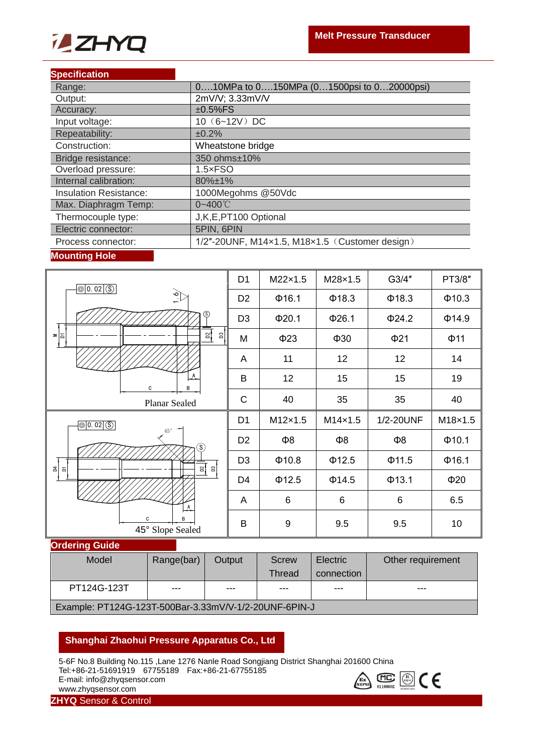**ZHYQ**

**Melt Pressure Transducer**

## Specification

| | |
|---|---|
| Range: | 0….10MPa to 0….150MPa (0…1500psi to 0…20000psi) |
| Output: | 2mV/V; 3.33mV/V |
| Accuracy: | ±0.5%FS |
| Input voltage: | 10（6~12V）DC |
| Repeatability: | ±0.2% |
| Construction: | Wheatstone bridge |
| Bridge resistance: | 350 ohms±10% |
| Overload pressure: | 1.5×FSO |
| Internal calibration: | 80%±1% |
| Insulation Resistance: | 1000Megohms @50Vdc |
| Max. Diaphragm Temp: | 0~400℃ |
| Thermocouple type: | J,K,E,PT100 Optional |
| Electric connector: | 5PIN, 6PIN |
| Process connector: | 1/2″-20UNF, M14×1.5, M18×1.5（Customer design） |

## Mounting Hole

Planar Sealed

| D1 | M22×1.5 | M28×1.5 | G3/4″ | PT3/8″ |
|---|---|---|---|---|
| D2 | Φ16.1 | Φ18.3 | Φ18.3 | Φ10.3 |
| D3 | Φ20.1 | Φ26.1 | Φ24.2 | Φ14.9 |
| M | Φ23 | Φ30 | Φ21 | Φ11 |
| A | 11 | 12 | 12 | 14 |
| B | 12 | 15 | 15 | 19 |
| C | 40 | 35 | 35 | 40 |

45° Slope Sealed

| D1 | M12×1.5 | M14×1.5 | 1/2-20UNF | M18×1.5 |
|---|---|---|---|---|
| D2 | Φ8 | Φ8 | Φ8 | Φ10.1 |
| D3 | Φ10.8 | Φ12.5 | Φ11.5 | Φ16.1 |
| D4 | Φ12.5 | Φ14.5 | Φ13.1 | Φ20 |
| A | 6 | 6 | 6 | 6.5 |
| B | 9 | 9.5 | 9.5 | 10 |

## Ordering Guide

| Model | Range(bar) | Output | Screw Thread | Electric connection | Other requirement |
|---|---|---|---|---|---|
| PT124G-123T | --- | --- | --- | --- | --- |

Example: PT124G-123T-500Bar-3.33mV/V-1/2-20UNF-6PIN-J

**Shanghai Zhaohui Pressure Apparatus Co., Ltd**

5-6F No.8 Building No.115 ,Lane 1276 Nanle Road Songjiang District Shanghai 201600 China
Tel:+86-21-51691919 67755189 Fax:+86-21-67755185
E-mail: info@zhyqsensor.com
www.zhyqsensor.com

**ZHYQ** Sensor & Control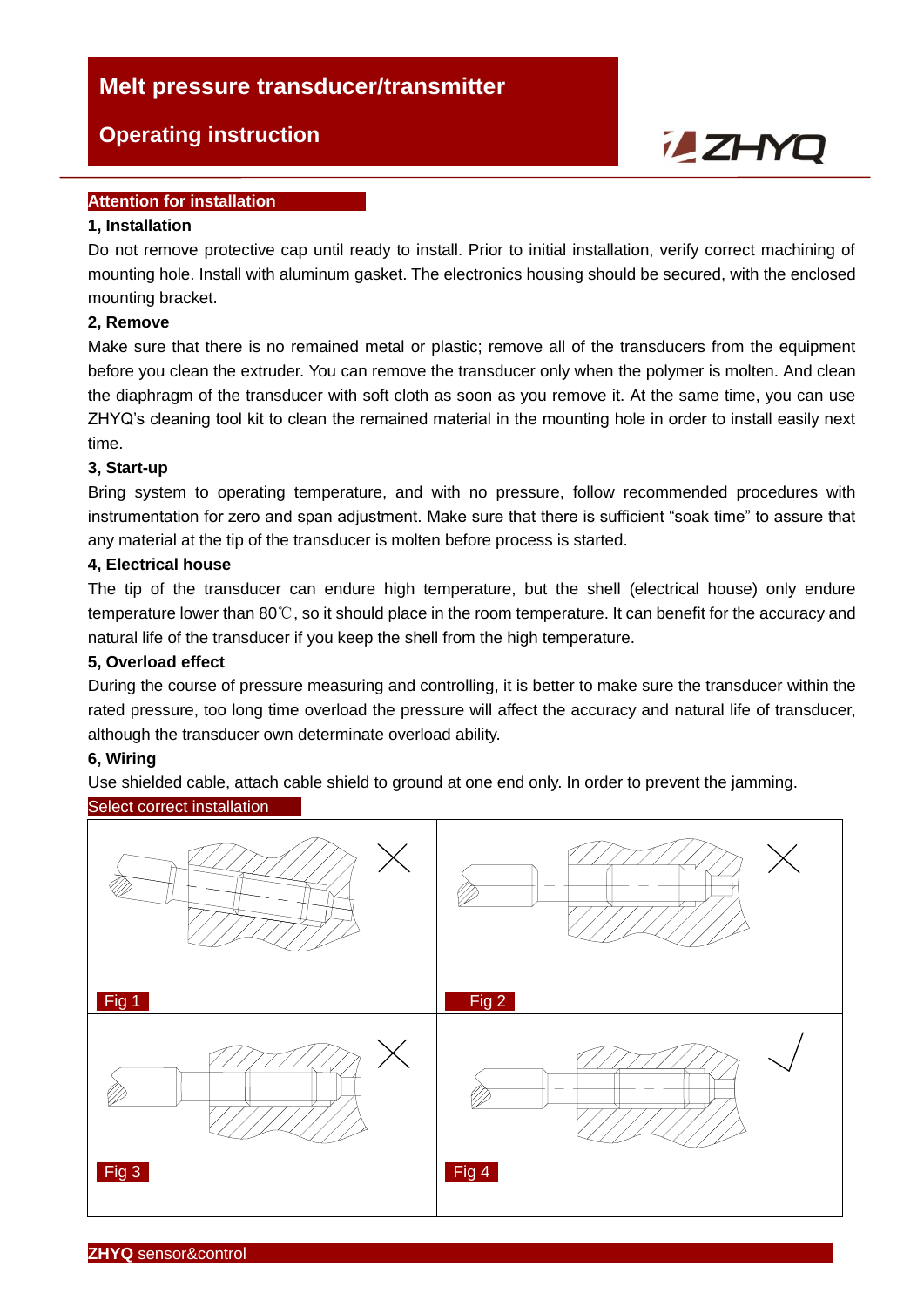# Melt pressure transducer/transmitter

## Operating instruction

**Attention for installation**

**1, Installation**

Do not remove protective cap until ready to install. Prior to initial installation, verify correct machining of mounting hole. Install with aluminum gasket. The electronics housing should be secured, with the enclosed mounting bracket.

**2, Remove**

Make sure that there is no remained metal or plastic; remove all of the transducers from the equipment before you clean the extruder. You can remove the transducer only when the polymer is molten. And clean the diaphragm of the transducer with soft cloth as soon as you remove it. At the same time, you can use ZHYQ's cleaning tool kit to clean the remained material in the mounting hole in order to install easily next time.

**3, Start-up**

Bring system to operating temperature, and with no pressure, follow recommended procedures with instrumentation for zero and span adjustment. Make sure that there is sufficient "soak time" to assure that any material at the tip of the transducer is molten before process is started.

**4, Electrical house**

The tip of the transducer can endure high temperature, but the shell (electrical house) only endure temperature lower than 80℃, so it should place in the room temperature. It can benefit for the accuracy and natural life of the transducer if you keep the shell from the high temperature.

**5, Overload effect**

During the course of pressure measuring and controlling, it is better to make sure the transducer within the rated pressure, too long time overload the pressure will affect the accuracy and natural life of transducer, although the transducer own determinate overload ability.

**6, Wiring**

Use shielded cable, attach cable shield to ground at one end only. In order to prevent the jamming.

**Select correct installation**

Fig 1

Fig 2

Fig 3

Fig 4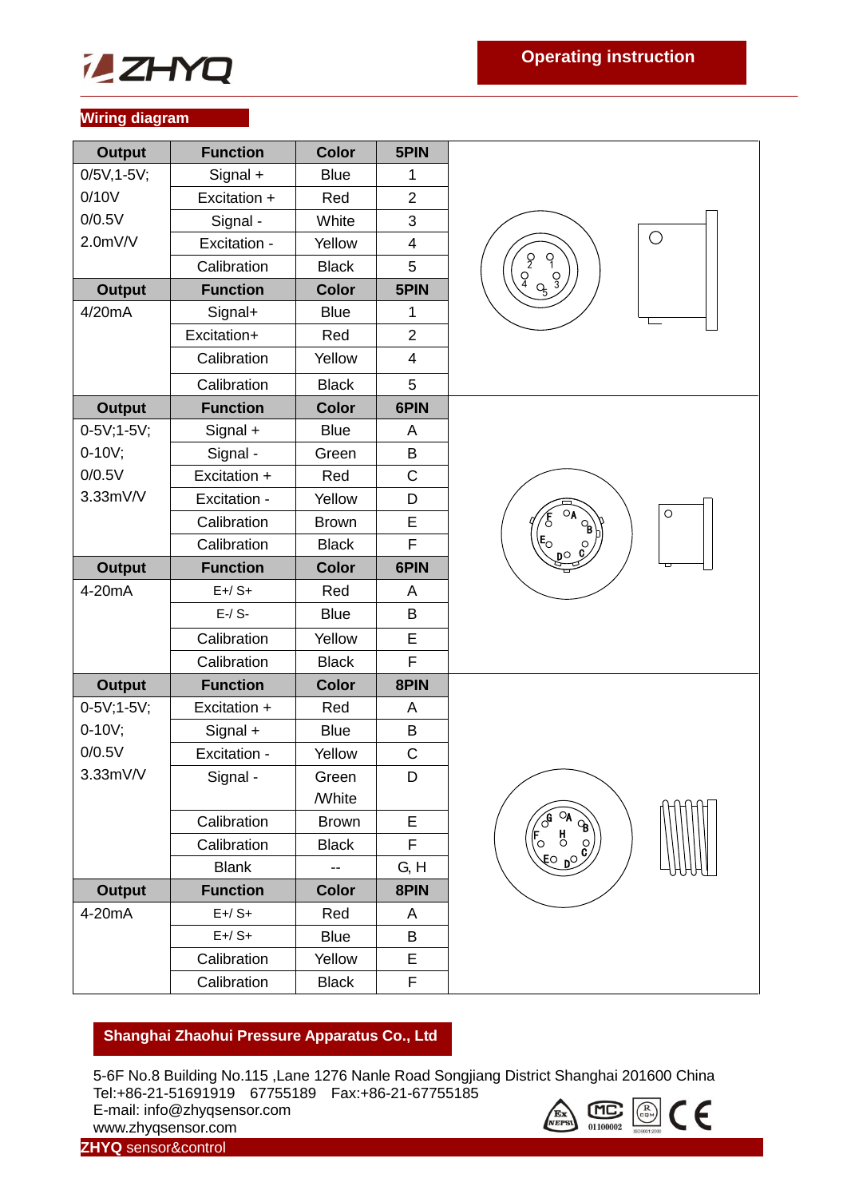## Wiring diagram

| Output | Function | Color | 5PIN |
|---|---|---|---|
| 0/5V,1-5V; 0/10V 0/0.5V 2.0mV/V | Signal + | Blue | 1 |
| | Excitation + | Red | 2 |
| | Signal - | White | 3 |
| | Excitation - | Yellow | 4 |
| | Calibration | Black | 5 |
| **Output** | **Function** | **Color** | **5PIN** |
| 4/20mA | Signal+ | Blue | 1 |
| | Excitation+ | Red | 2 |
| | Calibration | Yellow | 4 |
| | Calibration | Black | 5 |
| **Output** | **Function** | **Color** | **6PIN** |
| 0-5V;1-5V; 0-10V; 0/0.5V 3.33mV/V | Signal + | Blue | A |
| | Signal - | Green | B |
| | Excitation + | Red | C |
| | Excitation - | Yellow | D |
| | Calibration | Brown | E |
| | Calibration | Black | F |
| **Output** | **Function** | **Color** | **6PIN** |
| 4-20mA | E+/ S+ | Red | A |
| | E-/ S- | Blue | B |
| | Calibration | Yellow | E |
| | Calibration | Black | F |
| **Output** | **Function** | **Color** | **8PIN** |
| 0-5V;1-5V; 0-10V; 0/0.5V 3.33mV/V | Excitation + | Red | A |
| | Signal + | Blue | B |
| | Excitation - | Yellow | C |
| | Signal - | Green /White | D |
| | Calibration | Brown | E |
| | Calibration | Black | F |
| | Blank | -- | G, H |
| **Output** | **Function** | **Color** | **8PIN** |
| 4-20mA | E+/ S+ | Red | A |
| | E+/ S+ | Blue | B |
| | Calibration | Yellow | E |
| | Calibration | Black | F |

**Shanghai Zhaohui Pressure Apparatus Co., Ltd**

5-6F No.8 Building No.115 ,Lane 1276 Nanle Road Songjiang District Shanghai 201600 China
Tel:+86-21-51691919 67755189 Fax:+86-21-67755185
E-mail: info@zhyqsensor.com
www.zhyqsensor.com

**ZHYQ** sensor&control